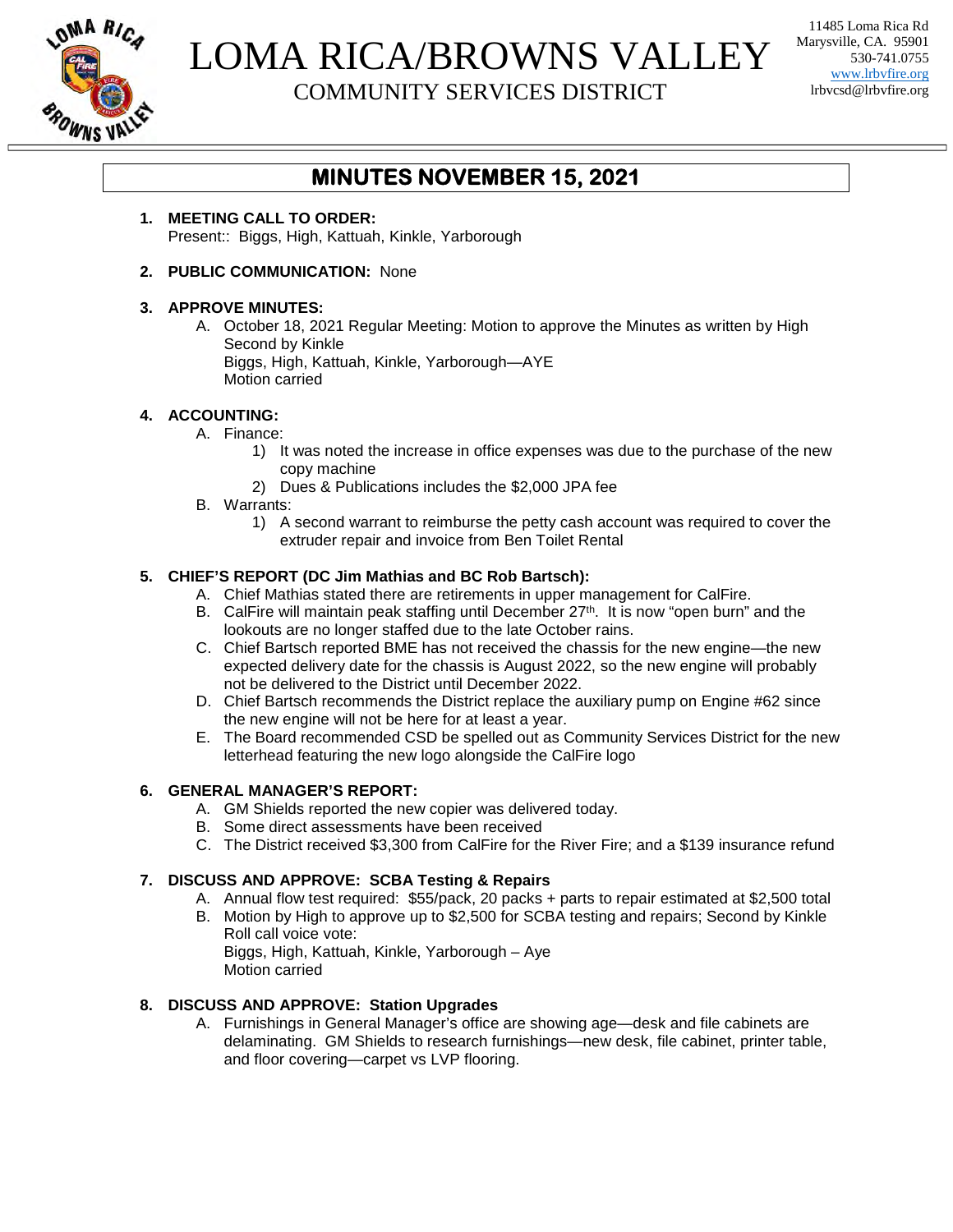# LOMA RICA/BROWNS VALLEY

## COMMUNITY SERVICES DISTRICT

11485 Loma Rica Rd
Marysville, CA. 95901
530-741.0755
www.lrbvfire.org
lrbvcsd@lrbvfire.org

## MINUTES NOVEMBER 15, 2021

1. **MEETING CALL TO ORDER:**
   Present:: Biggs, High, Kattuah, Kinkle, Yarborough

2. **PUBLIC COMMUNICATION:** None

3. **APPROVE MINUTES:**
   A. October 18, 2021 Regular Meeting: Motion to approve the Minutes as written by High
   Second by Kinkle
   Biggs, High, Kattuah, Kinkle, Yarborough—AYE
   Motion carried

4. **ACCOUNTING:**
   A. Finance:
      1) It was noted the increase in office expenses was due to the purchase of the new copy machine
      2) Dues & Publications includes the $2,000 JPA fee
   B. Warrants:
      1) A second warrant to reimburse the petty cash account was required to cover the extruder repair and invoice from Ben Toilet Rental

5. **CHIEF'S REPORT (DC Jim Mathias and BC Rob Bartsch):**
   A. Chief Mathias stated there are retirements in upper management for CalFire.
   B. CalFire will maintain peak staffing until December 27th. It is now "open burn" and the lookouts are no longer staffed due to the late October rains.
   C. Chief Bartsch reported BME has not received the chassis for the new engine—the new expected delivery date for the chassis is August 2022, so the new engine will probably not be delivered to the District until December 2022.
   D. Chief Bartsch recommends the District replace the auxiliary pump on Engine #62 since the new engine will not be here for at least a year.
   E. The Board recommended CSD be spelled out as Community Services District for the new letterhead featuring the new logo alongside the CalFire logo

6. **GENERAL MANAGER'S REPORT:**
   A. GM Shields reported the new copier was delivered today.
   B. Some direct assessments have been received
   C. The District received $3,300 from CalFire for the River Fire; and a $139 insurance refund

7. **DISCUSS AND APPROVE: SCBA Testing & Repairs**
   A. Annual flow test required: $55/pack, 20 packs + parts to repair estimated at $2,500 total
   B. Motion by High to approve up to $2,500 for SCBA testing and repairs; Second by Kinkle
   Roll call voice vote:
   Biggs, High, Kattuah, Kinkle, Yarborough – Aye
   Motion carried

8. **DISCUSS AND APPROVE: Station Upgrades**
   A. Furnishings in General Manager's office are showing age—desk and file cabinets are delaminating. GM Shields to research furnishings—new desk, file cabinet, printer table, and floor covering—carpet vs LVP flooring.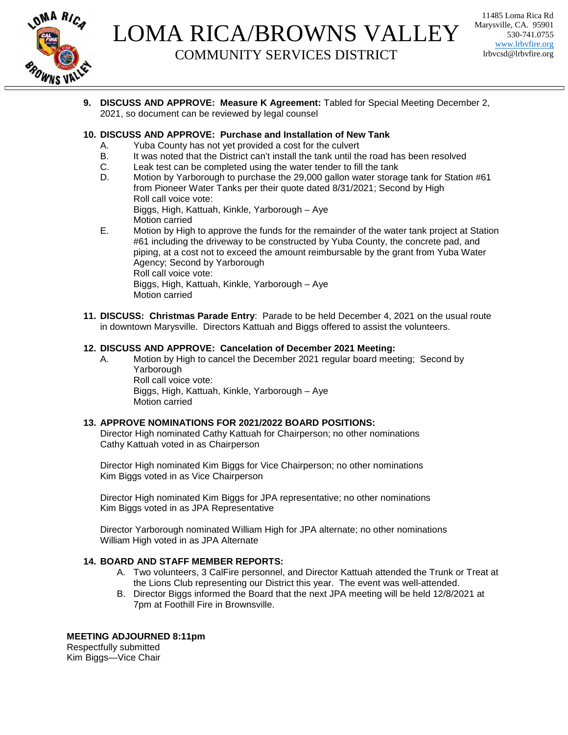**9. DISCUSS AND APPROVE: Measure K Agreement:** Tabled for Special Meeting December 2, 2021, so document can be reviewed by legal counsel

**10. DISCUSS AND APPROVE: Purchase and Installation of New Tank**

A. Yuba County has not yet provided a cost for the culvert

B. It was noted that the District can't install the tank until the road has been resolved

C. Leak test can be completed using the water tender to fill the tank

D. Motion by Yarborough to purchase the 29,000 gallon water storage tank for Station #61 from Pioneer Water Tanks per their quote dated 8/31/2021; Second by High
Roll call voice vote:
Biggs, High, Kattuah, Kinkle, Yarborough – Aye
Motion carried

E. Motion by High to approve the funds for the remainder of the water tank project at Station #61 including the driveway to be constructed by Yuba County, the concrete pad, and piping, at a cost not to exceed the amount reimbursable by the grant from Yuba Water Agency; Second by Yarborough
Roll call voice vote:
Biggs, High, Kattuah, Kinkle, Yarborough – Aye
Motion carried

**11. DISCUSS: Christmas Parade Entry**: Parade to be held December 4, 2021 on the usual route in downtown Marysville. Directors Kattuah and Biggs offered to assist the volunteers.

**12. DISCUSS AND APPROVE: Cancelation of December 2021 Meeting:**

A. Motion by High to cancel the December 2021 regular board meeting; Second by Yarborough
Roll call voice vote:
Biggs, High, Kattuah, Kinkle, Yarborough – Aye
Motion carried

**13. APPROVE NOMINATIONS FOR 2021/2022 BOARD POSITIONS:**

Director High nominated Cathy Kattuah for Chairperson; no other nominations
Cathy Kattuah voted in as Chairperson

Director High nominated Kim Biggs for Vice Chairperson; no other nominations
Kim Biggs voted in as Vice Chairperson

Director High nominated Kim Biggs for JPA representative; no other nominations
Kim Biggs voted in as JPA Representative

Director Yarborough nominated William High for JPA alternate; no other nominations
William High voted in as JPA Alternate

**14. BOARD AND STAFF MEMBER REPORTS:**

A. Two volunteers, 3 CalFire personnel, and Director Kattuah attended the Trunk or Treat at the Lions Club representing our District this year. The event was well-attended.

B. Director Biggs informed the Board that the next JPA meeting will be held 12/8/2021 at 7pm at Foothill Fire in Brownsville.

**MEETING ADJOURNED 8:11pm**

Respectfully submitted
Kim Biggs—Vice Chair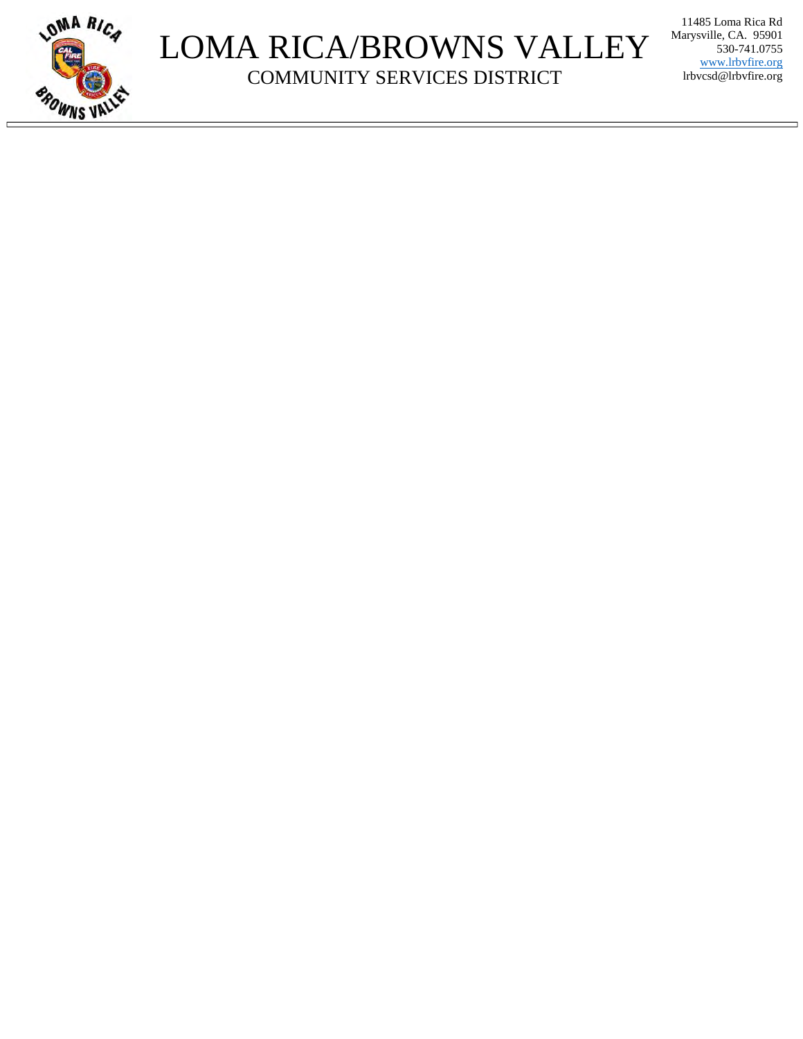# LOMA RICA/BROWNS VALLEY

COMMUNITY SERVICES DISTRICT

11485 Loma Rica Rd
Marysville, CA. 95901
530-741.0755
www.lrbvfire.org
lrbvcsd@lrbvfire.org